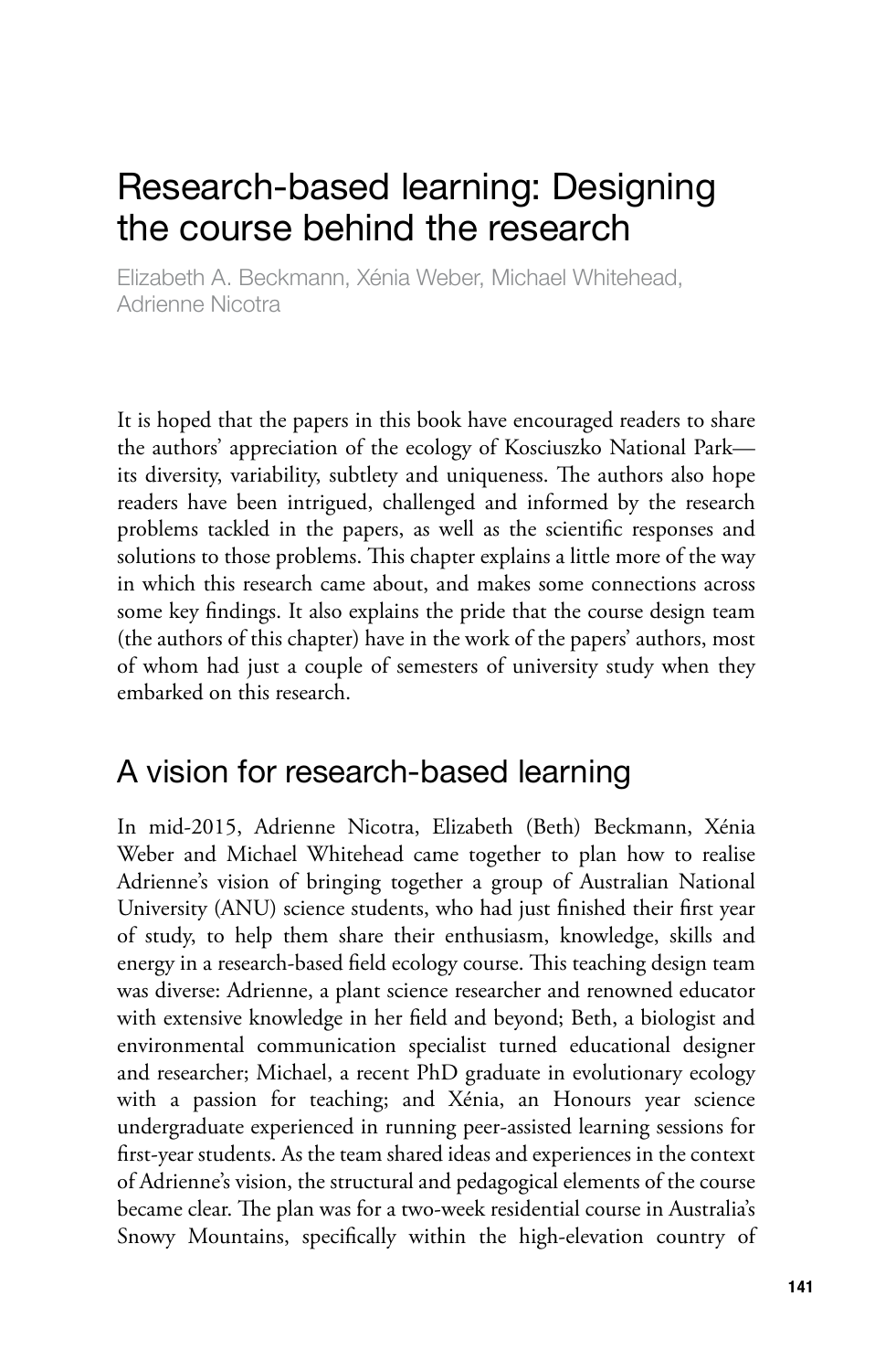# Research-based learning: Designing the course behind the research

Elizabeth A. Beckmann, Xénia Weber, Michael Whitehead, Adrienne Nicotra

It is hoped that the papers in this book have encouraged readers to share the authors' appreciation of the ecology of Kosciuszko National Park—its diversity, variability, subtlety and uniqueness. The authors also hope readers have been intrigued, challenged and informed by the research problems tackled in the papers, as well as the scientific responses and solutions to those problems. This chapter explains a little more of the way in which this research came about, and makes some connections across some key findings. It also explains the pride that the course design team (the authors of this chapter) have in the work of the papers' authors, most of whom had just a couple of semesters of university study when they embarked on this research.

## A vision for research-based learning

In mid-2015, Adrienne Nicotra, Elizabeth (Beth) Beckmann, Xénia Weber and Michael Whitehead came together to plan how to realise Adrienne's vision of bringing together a group of Australian National University (ANU) science students, who had just finished their first year of study, to help them share their enthusiasm, knowledge, skills and energy in a research-based field ecology course. This teaching design team was diverse: Adrienne, a plant science researcher and renowned educator with extensive knowledge in her field and beyond; Beth, a biologist and environmental communication specialist turned educational designer and researcher; Michael, a recent PhD graduate in evolutionary ecology with a passion for teaching; and Xénia, an Honours year science undergraduate experienced in running peer-assisted learning sessions for first-year students. As the team shared ideas and experiences in the context of Adrienne's vision, the structural and pedagogical elements of the course became clear. The plan was for a two-week residential course in Australia's Snowy Mountains, specifically within the high-elevation country of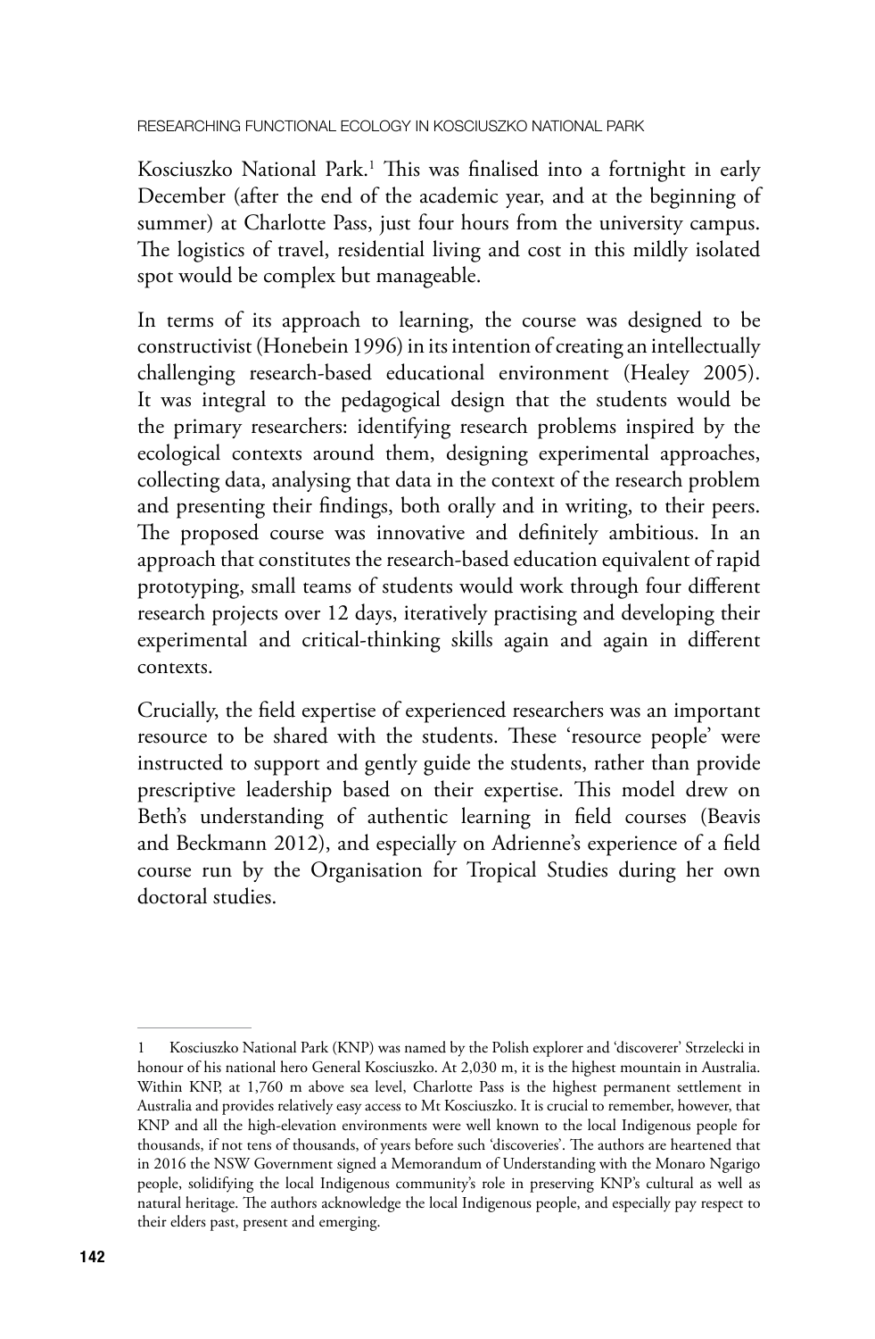Kosciuszko National Park.[1] This was finalised into a fortnight in early December (after the end of the academic year, and at the beginning of summer) at Charlotte Pass, just four hours from the university campus. The logistics of travel, residential living and cost in this mildly isolated spot would be complex but manageable.

In terms of its approach to learning, the course was designed to be constructivist (Honebein 1996) in its intention of creating an intellectually challenging research-based educational environment (Healey 2005). It was integral to the pedagogical design that the students would be the primary researchers: identifying research problems inspired by the ecological contexts around them, designing experimental approaches, collecting data, analysing that data in the context of the research problem and presenting their findings, both orally and in writing, to their peers. The proposed course was innovative and definitely ambitious. In an approach that constitutes the research-based education equivalent of rapid prototyping, small teams of students would work through four different research projects over 12 days, iteratively practising and developing their experimental and critical-thinking skills again and again in different contexts.

Crucially, the field expertise of experienced researchers was an important resource to be shared with the students. These 'resource people' were instructed to support and gently guide the students, rather than provide prescriptive leadership based on their expertise. This model drew on Beth's understanding of authentic learning in field courses (Beavis and Beckmann 2012), and especially on Adrienne's experience of a field course run by the Organisation for Tropical Studies during her own doctoral studies.

---

1 Kosciuszko National Park (KNP) was named by the Polish explorer and 'discoverer' Strzelecki in honour of his national hero General Kosciuszko. At 2,030 m, it is the highest mountain in Australia. Within KNP, at 1,760 m above sea level, Charlotte Pass is the highest permanent settlement in Australia and provides relatively easy access to Mt Kosciuszko. It is crucial to remember, however, that KNP and all the high-elevation environments were well known to the local Indigenous people for thousands, if not tens of thousands, of years before such 'discoveries'. The authors are heartened that in 2016 the NSW Government signed a Memorandum of Understanding with the Monaro Ngarigo people, solidifying the local Indigenous community's role in preserving KNP's cultural as well as natural heritage. The authors acknowledge the local Indigenous people, and especially pay respect to their elders past, present and emerging.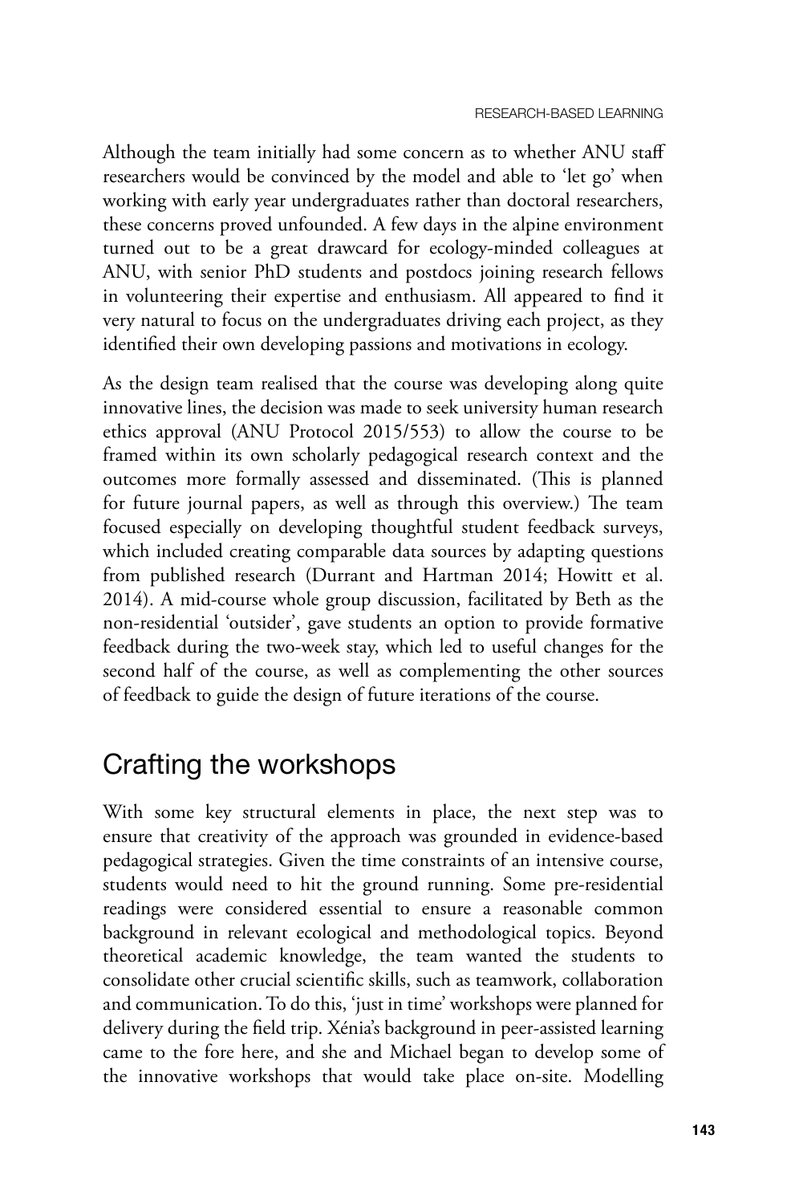Although the team initially had some concern as to whether ANU staff researchers would be convinced by the model and able to 'let go' when working with early year undergraduates rather than doctoral researchers, these concerns proved unfounded. A few days in the alpine environment turned out to be a great drawcard for ecology-minded colleagues at ANU, with senior PhD students and postdocs joining research fellows in volunteering their expertise and enthusiasm. All appeared to find it very natural to focus on the undergraduates driving each project, as they identified their own developing passions and motivations in ecology.

As the design team realised that the course was developing along quite innovative lines, the decision was made to seek university human research ethics approval (ANU Protocol 2015/553) to allow the course to be framed within its own scholarly pedagogical research context and the outcomes more formally assessed and disseminated. (This is planned for future journal papers, as well as through this overview.) The team focused especially on developing thoughtful student feedback surveys, which included creating comparable data sources by adapting questions from published research (Durrant and Hartman 2014; Howitt et al. 2014). A mid-course whole group discussion, facilitated by Beth as the non-residential 'outsider', gave students an option to provide formative feedback during the two-week stay, which led to useful changes for the second half of the course, as well as complementing the other sources of feedback to guide the design of future iterations of the course.

## Crafting the workshops

With some key structural elements in place, the next step was to ensure that creativity of the approach was grounded in evidence-based pedagogical strategies. Given the time constraints of an intensive course, students would need to hit the ground running. Some pre-residential readings were considered essential to ensure a reasonable common background in relevant ecological and methodological topics. Beyond theoretical academic knowledge, the team wanted the students to consolidate other crucial scientific skills, such as teamwork, collaboration and communication. To do this, 'just in time' workshops were planned for delivery during the field trip. Xénia's background in peer-assisted learning came to the fore here, and she and Michael began to develop some of the innovative workshops that would take place on-site. Modelling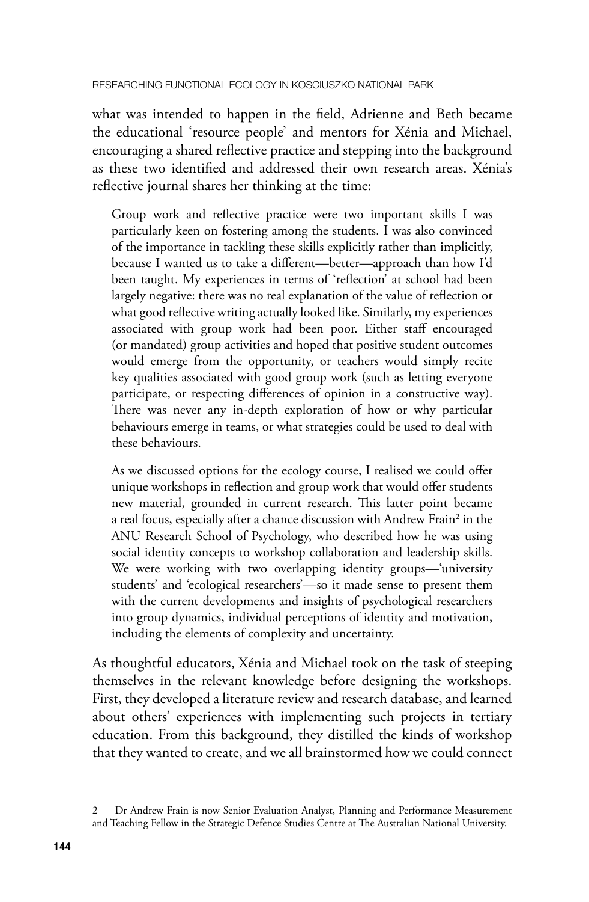what was intended to happen in the field, Adrienne and Beth became the educational 'resource people' and mentors for Xénia and Michael, encouraging a shared reflective practice and stepping into the background as these two identified and addressed their own research areas. Xénia's reflective journal shares her thinking at the time:

> Group work and reflective practice were two important skills I was particularly keen on fostering among the students. I was also convinced of the importance in tackling these skills explicitly rather than implicitly, because I wanted us to take a different—better—approach than how I'd been taught. My experiences in terms of 'reflection' at school had been largely negative: there was no real explanation of the value of reflection or what good reflective writing actually looked like. Similarly, my experiences associated with group work had been poor. Either staff encouraged (or mandated) group activities and hoped that positive student outcomes would emerge from the opportunity, or teachers would simply recite key qualities associated with good group work (such as letting everyone participate, or respecting differences of opinion in a constructive way). There was never any in-depth exploration of how or why particular behaviours emerge in teams, or what strategies could be used to deal with these behaviours.
>
> As we discussed options for the ecology course, I realised we could offer unique workshops in reflection and group work that would offer students new material, grounded in current research. This latter point became a real focus, especially after a chance discussion with Andrew Frain[2] in the ANU Research School of Psychology, who described how he was using social identity concepts to workshop collaboration and leadership skills. We were working with two overlapping identity groups—'university students' and 'ecological researchers'—so it made sense to present them with the current developments and insights of psychological researchers into group dynamics, individual perceptions of identity and motivation, including the elements of complexity and uncertainty.

As thoughtful educators, Xénia and Michael took on the task of steeping themselves in the relevant knowledge before designing the workshops. First, they developed a literature review and research database, and learned about others' experiences with implementing such projects in tertiary education. From this background, they distilled the kinds of workshop that they wanted to create, and we all brainstormed how we could connect

---

[2] Dr Andrew Frain is now Senior Evaluation Analyst, Planning and Performance Measurement and Teaching Fellow in the Strategic Defence Studies Centre at The Australian National University.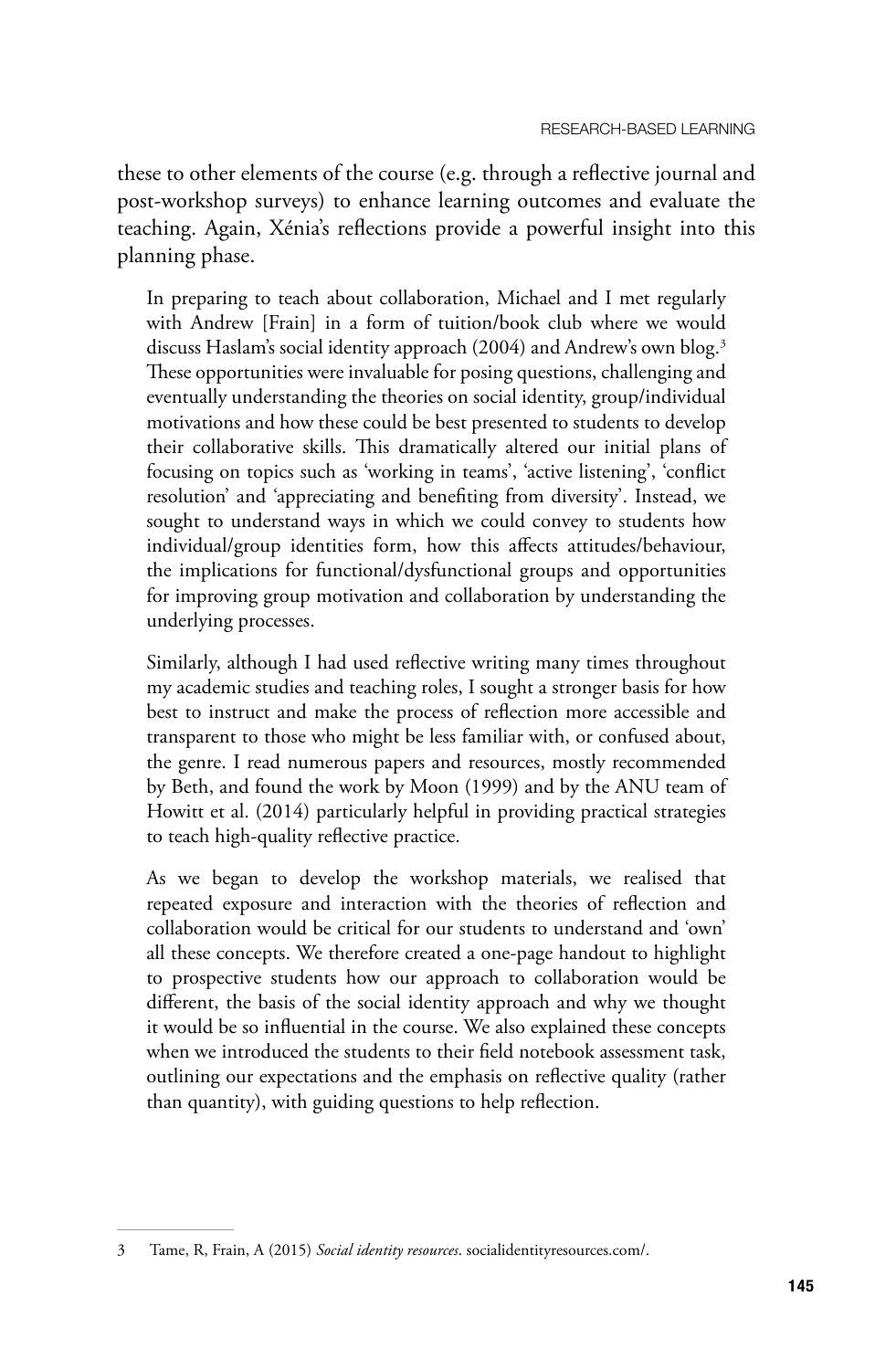these to other elements of the course (e.g. through a reflective journal and post-workshop surveys) to enhance learning outcomes and evaluate the teaching. Again, Xénia's reflections provide a powerful insight into this planning phase.

> In preparing to teach about collaboration, Michael and I met regularly with Andrew [Frain] in a form of tuition/book club where we would discuss Haslam's social identity approach (2004) and Andrew's own blog.[3] These opportunities were invaluable for posing questions, challenging and eventually understanding the theories on social identity, group/individual motivations and how these could be best presented to students to develop their collaborative skills. This dramatically altered our initial plans of focusing on topics such as 'working in teams', 'active listening', 'conflict resolution' and 'appreciating and benefiting from diversity'. Instead, we sought to understand ways in which we could convey to students how individual/group identities form, how this affects attitudes/behaviour, the implications for functional/dysfunctional groups and opportunities for improving group motivation and collaboration by understanding the underlying processes.
>
> Similarly, although I had used reflective writing many times throughout my academic studies and teaching roles, I sought a stronger basis for how best to instruct and make the process of reflection more accessible and transparent to those who might be less familiar with, or confused about, the genre. I read numerous papers and resources, mostly recommended by Beth, and found the work by Moon (1999) and by the ANU team of Howitt et al. (2014) particularly helpful in providing practical strategies to teach high-quality reflective practice.
>
> As we began to develop the workshop materials, we realised that repeated exposure and interaction with the theories of reflection and collaboration would be critical for our students to understand and 'own' all these concepts. We therefore created a one-page handout to highlight to prospective students how our approach to collaboration would be different, the basis of the social identity approach and why we thought it would be so influential in the course. We also explained these concepts when we introduced the students to their field notebook assessment task, outlining our expectations and the emphasis on reflective quality (rather than quantity), with guiding questions to help reflection.

---

3 Tame, R, Frain, A (2015) *Social identity resources*. socialidentityresources.com/.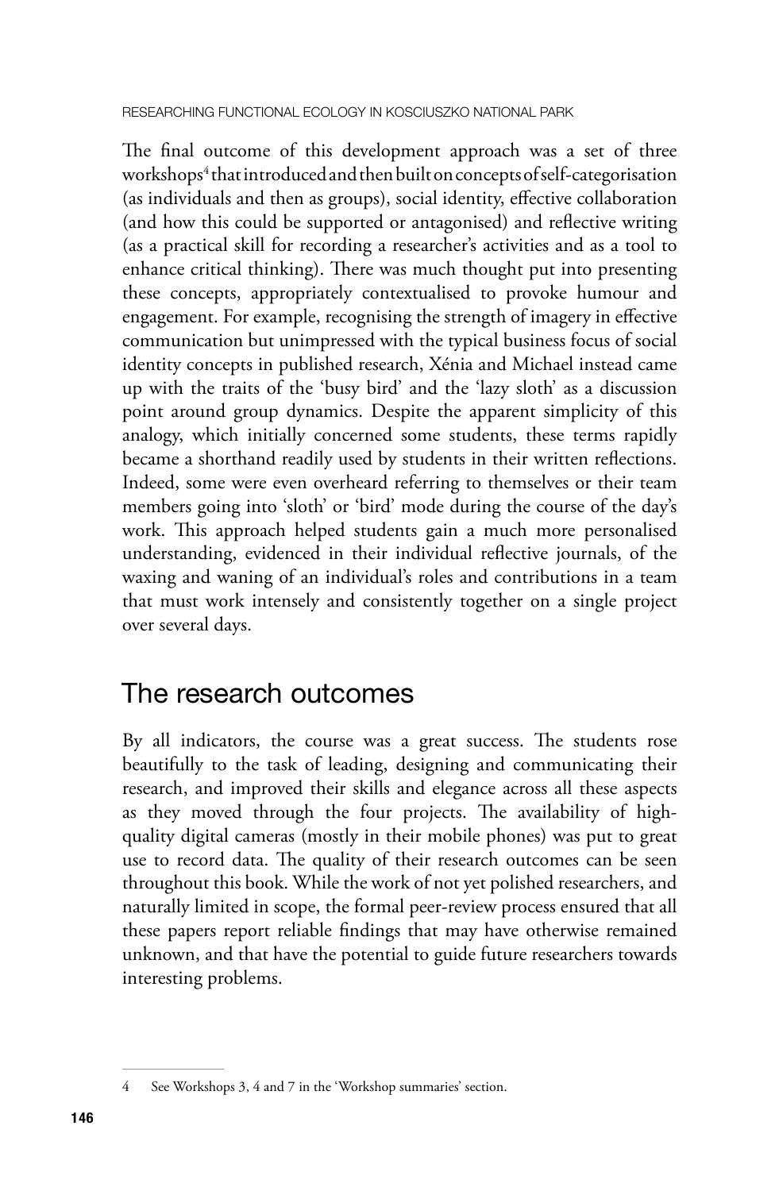The final outcome of this development approach was a set of three workshops[4] that introduced and then built on concepts of self-categorisation (as individuals and then as groups), social identity, effective collaboration (and how this could be supported or antagonised) and reflective writing (as a practical skill for recording a researcher's activities and as a tool to enhance critical thinking). There was much thought put into presenting these concepts, appropriately contextualised to provoke humour and engagement. For example, recognising the strength of imagery in effective communication but unimpressed with the typical business focus of social identity concepts in published research, Xénia and Michael instead came up with the traits of the 'busy bird' and the 'lazy sloth' as a discussion point around group dynamics. Despite the apparent simplicity of this analogy, which initially concerned some students, these terms rapidly became a shorthand readily used by students in their written reflections. Indeed, some were even overheard referring to themselves or their team members going into 'sloth' or 'bird' mode during the course of the day's work. This approach helped students gain a much more personalised understanding, evidenced in their individual reflective journals, of the waxing and waning of an individual's roles and contributions in a team that must work intensely and consistently together on a single project over several days.

## The research outcomes

By all indicators, the course was a great success. The students rose beautifully to the task of leading, designing and communicating their research, and improved their skills and elegance across all these aspects as they moved through the four projects. The availability of high-quality digital cameras (mostly in their mobile phones) was put to great use to record data. The quality of their research outcomes can be seen throughout this book. While the work of not yet polished researchers, and naturally limited in scope, the formal peer-review process ensured that all these papers report reliable findings that may have otherwise remained unknown, and that have the potential to guide future researchers towards interesting problems.

---

4 See Workshops 3, 4 and 7 in the 'Workshop summaries' section.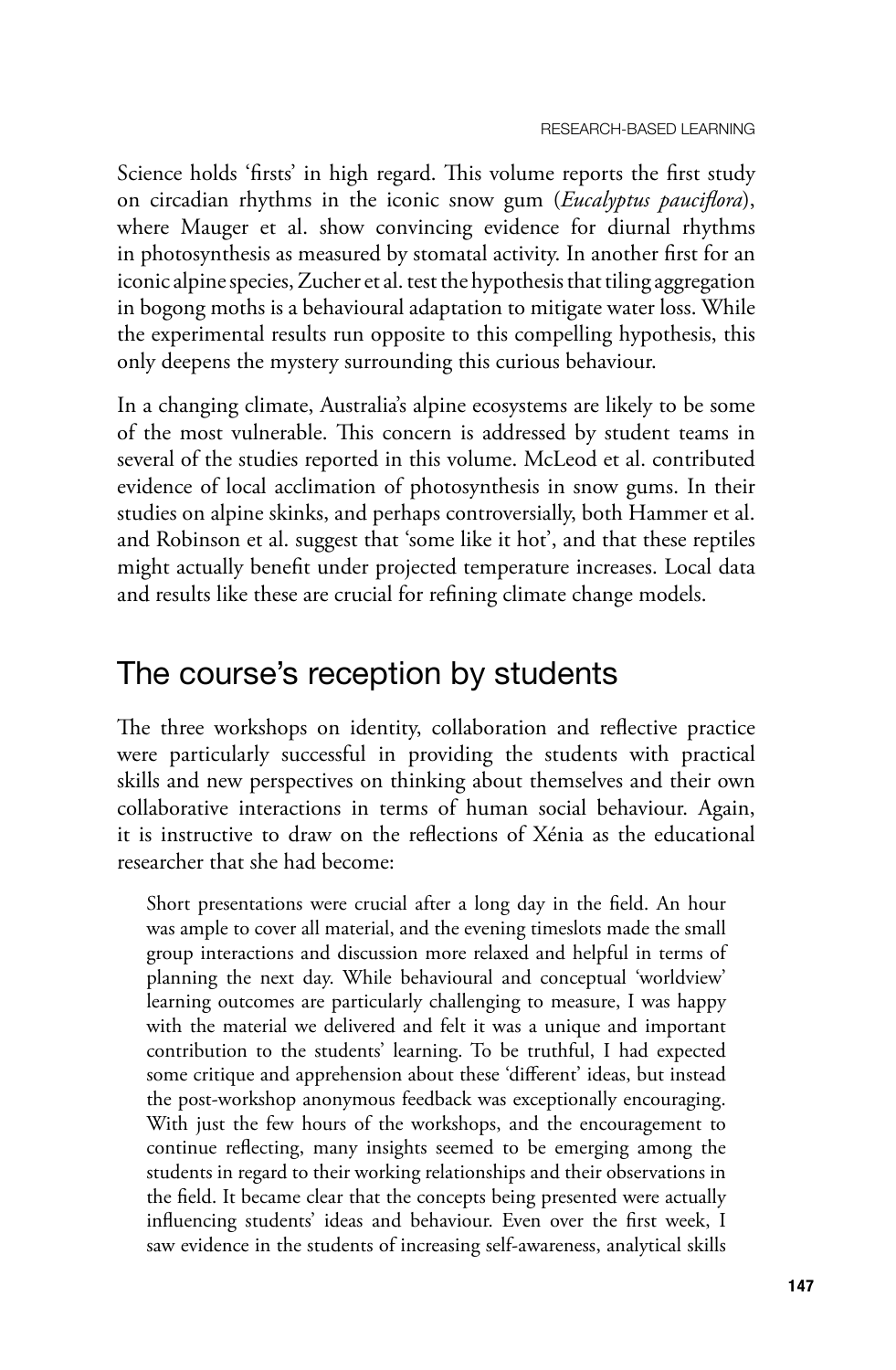Science holds 'firsts' in high regard. This volume reports the first study on circadian rhythms in the iconic snow gum (*Eucalyptus pauciflora*), where Mauger et al. show convincing evidence for diurnal rhythms in photosynthesis as measured by stomatal activity. In another first for an iconic alpine species, Zucher et al. test the hypothesis that tiling aggregation in bogong moths is a behavioural adaptation to mitigate water loss. While the experimental results run opposite to this compelling hypothesis, this only deepens the mystery surrounding this curious behaviour.

In a changing climate, Australia's alpine ecosystems are likely to be some of the most vulnerable. This concern is addressed by student teams in several of the studies reported in this volume. McLeod et al. contributed evidence of local acclimation of photosynthesis in snow gums. In their studies on alpine skinks, and perhaps controversially, both Hammer et al. and Robinson et al. suggest that 'some like it hot', and that these reptiles might actually benefit under projected temperature increases. Local data and results like these are crucial for refining climate change models.

## The course's reception by students

The three workshops on identity, collaboration and reflective practice were particularly successful in providing the students with practical skills and new perspectives on thinking about themselves and their own collaborative interactions in terms of human social behaviour. Again, it is instructive to draw on the reflections of Xénia as the educational researcher that she had become:

> Short presentations were crucial after a long day in the field. An hour was ample to cover all material, and the evening timeslots made the small group interactions and discussion more relaxed and helpful in terms of planning the next day. While behavioural and conceptual 'worldview' learning outcomes are particularly challenging to measure, I was happy with the material we delivered and felt it was a unique and important contribution to the students' learning. To be truthful, I had expected some critique and apprehension about these 'different' ideas, but instead the post-workshop anonymous feedback was exceptionally encouraging. With just the few hours of the workshops, and the encouragement to continue reflecting, many insights seemed to be emerging among the students in regard to their working relationships and their observations in the field. It became clear that the concepts being presented were actually influencing students' ideas and behaviour. Even over the first week, I saw evidence in the students of increasing self-awareness, analytical skills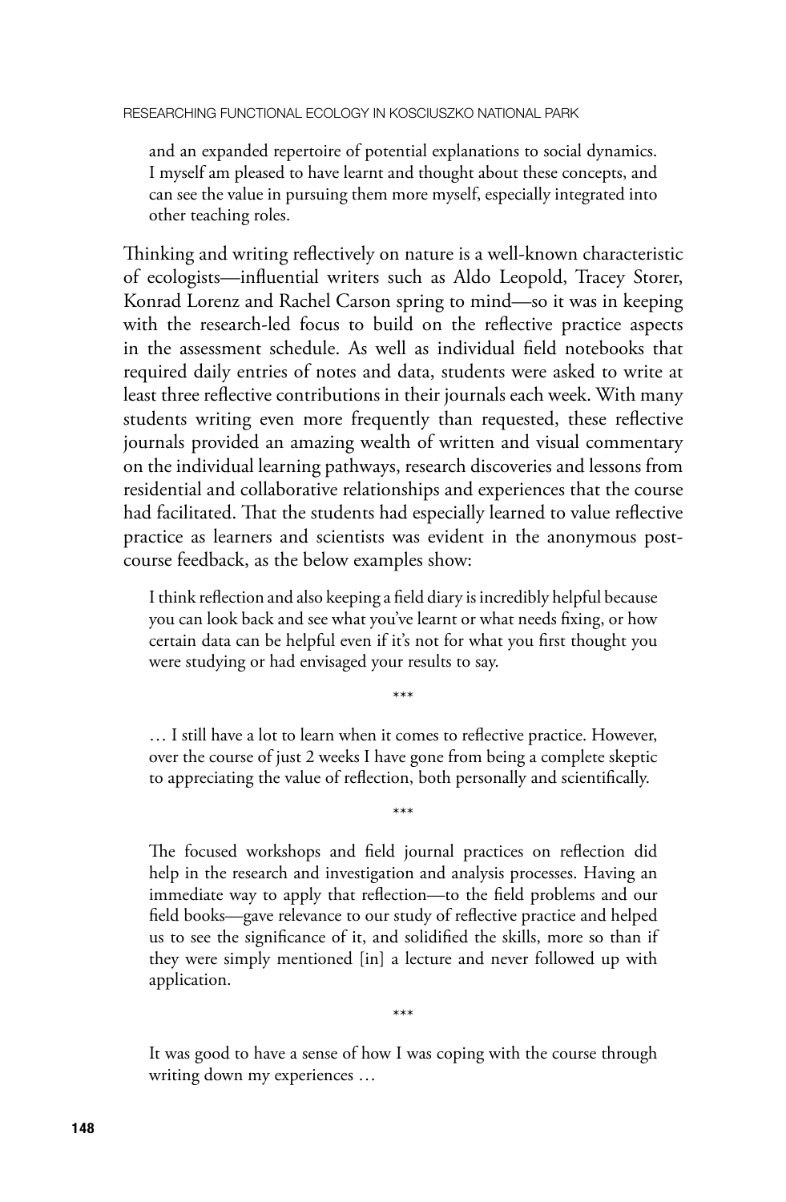> and an expanded repertoire of potential explanations to social dynamics. I myself am pleased to have learnt and thought about these concepts, and can see the value in pursuing them more myself, especially integrated into other teaching roles.

Thinking and writing reflectively on nature is a well-known characteristic of ecologists—influential writers such as Aldo Leopold, Tracey Storer, Konrad Lorenz and Rachel Carson spring to mind—so it was in keeping with the research-led focus to build on the reflective practice aspects in the assessment schedule. As well as individual field notebooks that required daily entries of notes and data, students were asked to write at least three reflective contributions in their journals each week. With many students writing even more frequently than requested, these reflective journals provided an amazing wealth of written and visual commentary on the individual learning pathways, research discoveries and lessons from residential and collaborative relationships and experiences that the course had facilitated. That the students had especially learned to value reflective practice as learners and scientists was evident in the anonymous post-course feedback, as the below examples show:

> I think reflection and also keeping a field diary is incredibly helpful because you can look back and see what you've learnt or what needs fixing, or how certain data can be helpful even if it's not for what you first thought you were studying or had envisaged your results to say.

\*\*\*

> … I still have a lot to learn when it comes to reflective practice. However, over the course of just 2 weeks I have gone from being a complete skeptic to appreciating the value of reflection, both personally and scientifically.

\*\*\*

> The focused workshops and field journal practices on reflection did help in the research and investigation and analysis processes. Having an immediate way to apply that reflection—to the field problems and our field books—gave relevance to our study of reflective practice and helped us to see the significance of it, and solidified the skills, more so than if they were simply mentioned [in] a lecture and never followed up with application.

\*\*\*

> It was good to have a sense of how I was coping with the course through writing down my experiences …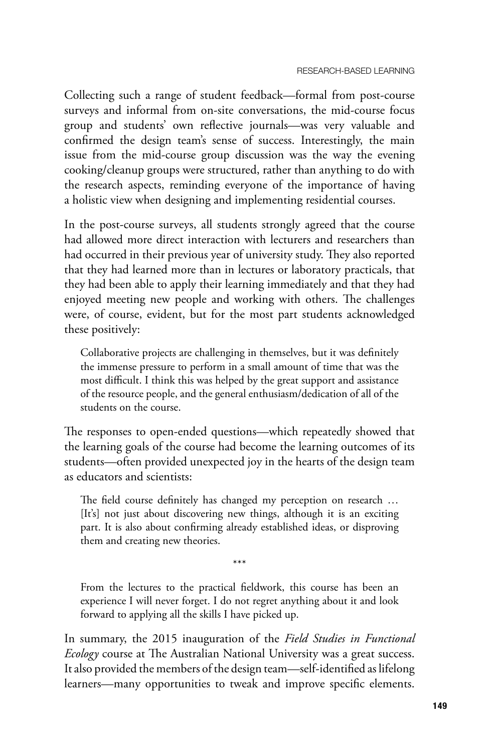Collecting such a range of student feedback—formal from post-course surveys and informal from on-site conversations, the mid-course focus group and students' own reflective journals—was very valuable and confirmed the design team's sense of success. Interestingly, the main issue from the mid-course group discussion was the way the evening cooking/cleanup groups were structured, rather than anything to do with the research aspects, reminding everyone of the importance of having a holistic view when designing and implementing residential courses.

In the post-course surveys, all students strongly agreed that the course had allowed more direct interaction with lecturers and researchers than had occurred in their previous year of university study. They also reported that they had learned more than in lectures or laboratory practicals, that they had been able to apply their learning immediately and that they had enjoyed meeting new people and working with others. The challenges were, of course, evident, but for the most part students acknowledged these positively:

> Collaborative projects are challenging in themselves, but it was definitely the immense pressure to perform in a small amount of time that was the most difficult. I think this was helped by the great support and assistance of the resource people, and the general enthusiasm/dedication of all of the students on the course.

The responses to open-ended questions—which repeatedly showed that the learning goals of the course had become the learning outcomes of its students—often provided unexpected joy in the hearts of the design team as educators and scientists:

> The field course definitely has changed my perception on research … [It's] not just about discovering new things, although it is an exciting part. It is also about confirming already established ideas, or disproving them and creating new theories.

\*\*\*

> From the lectures to the practical fieldwork, this course has been an experience I will never forget. I do not regret anything about it and look forward to applying all the skills I have picked up.

In summary, the 2015 inauguration of the *Field Studies in Functional Ecology* course at The Australian National University was a great success. It also provided the members of the design team—self-identified as lifelong learners—many opportunities to tweak and improve specific elements.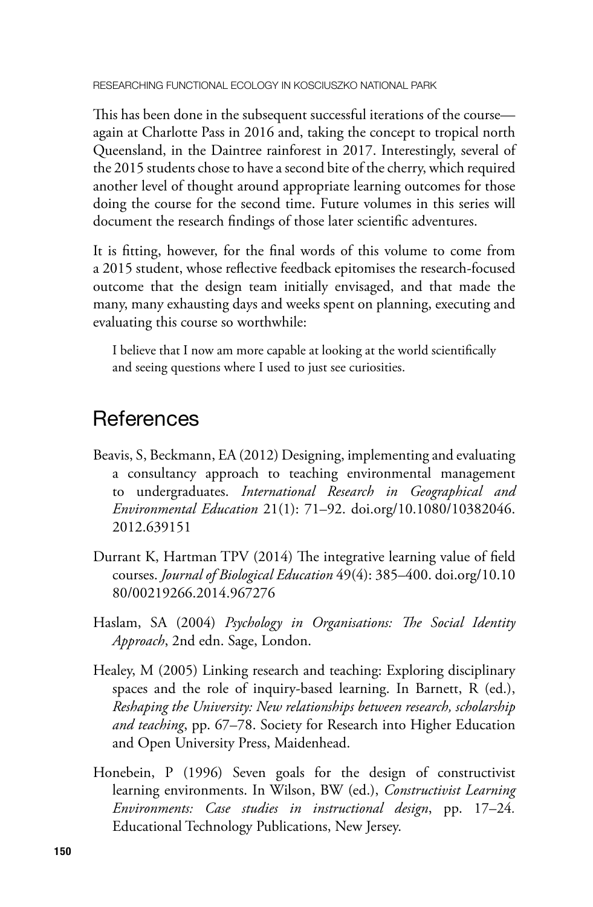This has been done in the subsequent successful iterations of the course—again at Charlotte Pass in 2016 and, taking the concept to tropical north Queensland, in the Daintree rainforest in 2017. Interestingly, several of the 2015 students chose to have a second bite of the cherry, which required another level of thought around appropriate learning outcomes for those doing the course for the second time. Future volumes in this series will document the research findings of those later scientific adventures.

It is fitting, however, for the final words of this volume to come from a 2015 student, whose reflective feedback epitomises the research-focused outcome that the design team initially envisaged, and that made the many, many exhausting days and weeks spent on planning, executing and evaluating this course so worthwhile:

> I believe that I now am more capable at looking at the world scientifically and seeing questions where I used to just see curiosities.

## References

Beavis, S, Beckmann, EA (2012) Designing, implementing and evaluating a consultancy approach to teaching environmental management to undergraduates. *International Research in Geographical and Environmental Education* 21(1): 71–92. doi.org/10.1080/10382046.2012.639151

Durrant K, Hartman TPV (2014) The integrative learning value of field courses. *Journal of Biological Education* 49(4): 385–400. doi.org/10.1080/00219266.2014.967276

Haslam, SA (2004) *Psychology in Organisations: The Social Identity Approach*, 2nd edn. Sage, London.

Healey, M (2005) Linking research and teaching: Exploring disciplinary spaces and the role of inquiry-based learning. In Barnett, R (ed.), *Reshaping the University: New relationships between research, scholarship and teaching*, pp. 67–78. Society for Research into Higher Education and Open University Press, Maidenhead.

Honebein, P (1996) Seven goals for the design of constructivist learning environments. In Wilson, BW (ed.), *Constructivist Learning Environments: Case studies in instructional design*, pp. 17–24. Educational Technology Publications, New Jersey.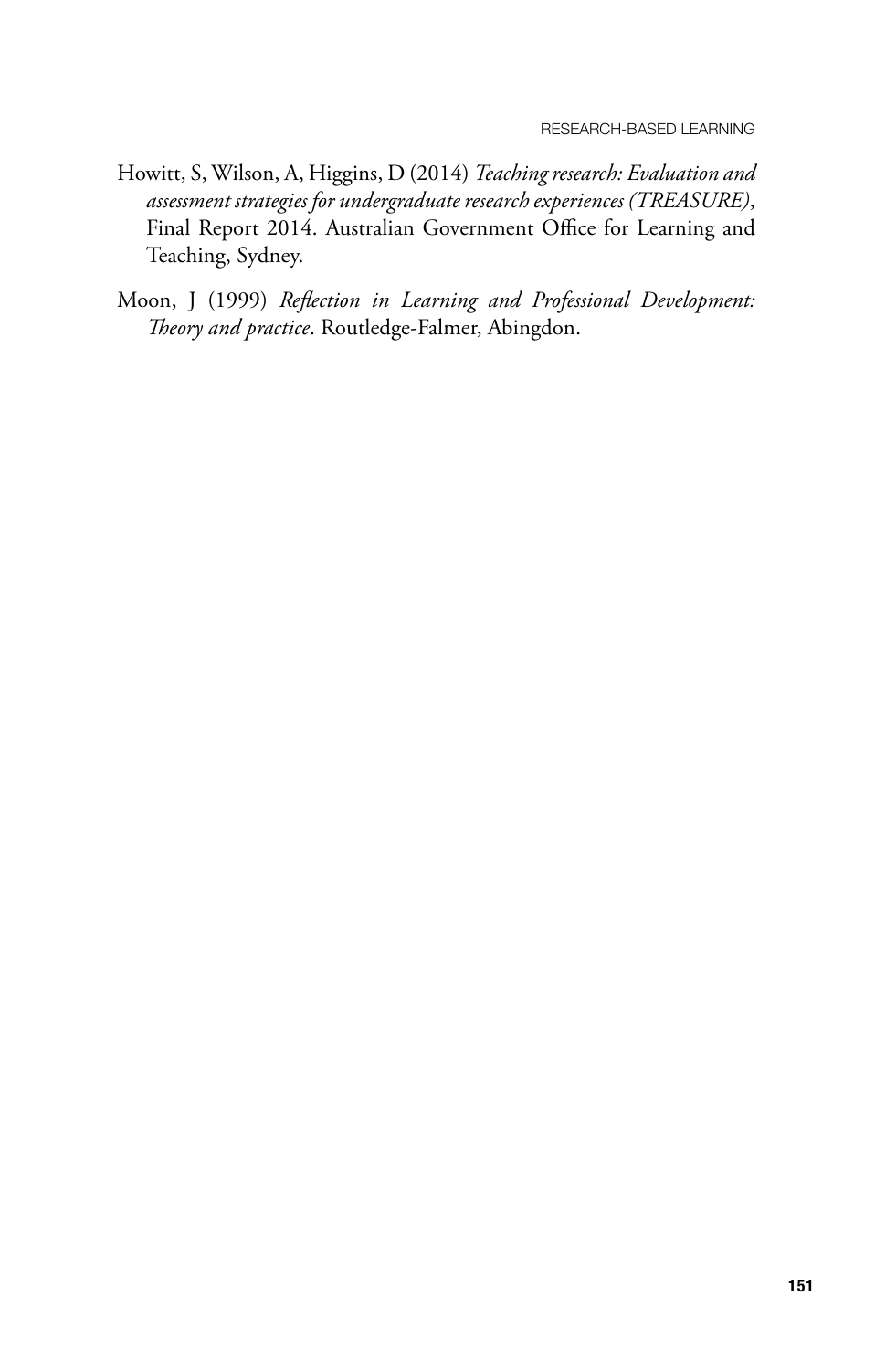Howitt, S, Wilson, A, Higgins, D (2014) *Teaching research: Evaluation and assessment strategies for undergraduate research experiences (TREASURE)*, Final Report 2014. Australian Government Office for Learning and Teaching, Sydney.

Moon, J (1999) *Reflection in Learning and Professional Development: Theory and practice*. Routledge-Falmer, Abingdon.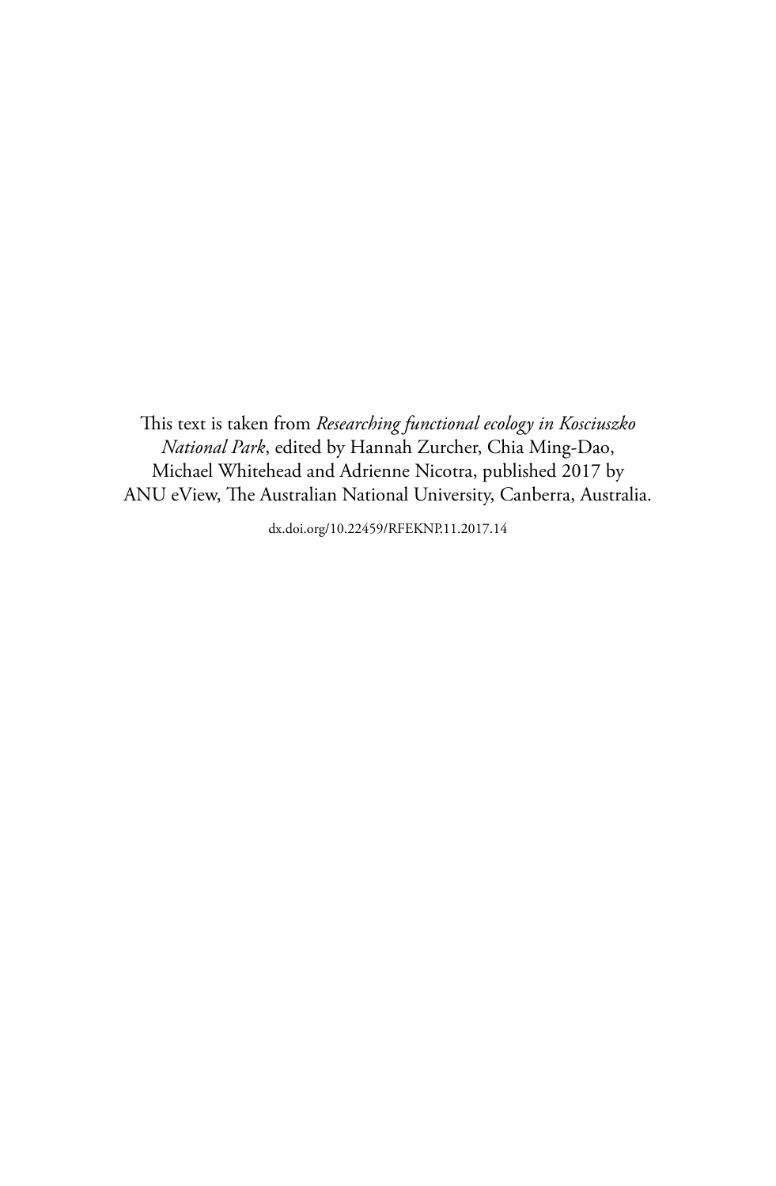This text is taken from *Researching functional ecology in Kosciuszko National Park*, edited by Hannah Zurcher, Chia Ming-Dao, Michael Whitehead and Adrienne Nicotra, published 2017 by ANU eView, The Australian National University, Canberra, Australia.

dx.doi.org/10.22459/RFEKNP.11.2017.14